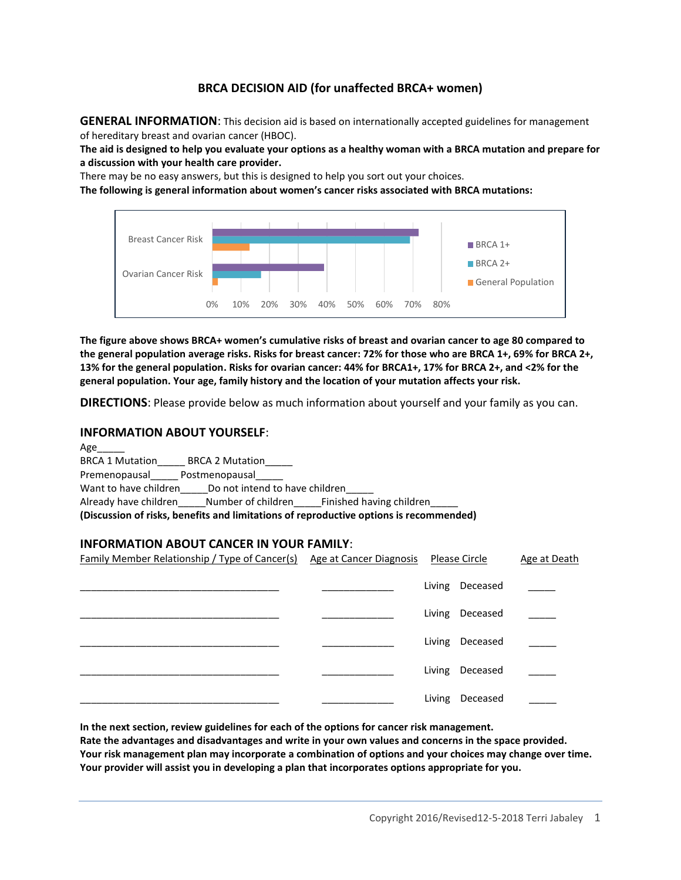# BRCA DECISION AID (for unaffected BRCA+ women)

**GENERAL INFORMATION**: This decision aid is based on internationally accepted guidelines for management of hereditary breast and ovarian cancer (HBOC).

**The aid is designed to help you evaluate your options as a healthy woman with a BRCA mutation and prepare for a discussion with your health care provider.**

There may be no easy answers, but this is designed to help you sort out your choices.

**The following is general information about women's cancer risks associated with BRCA mutations:**

| | BRCA 1+ | BRCA 2+ | General Population |
|---|---|---|---|
| Breast Cancer Risk | 72% | 69% | 13% |
| Ovarian Cancer Risk | 44% | 17% | <2% |

**The figure above shows BRCA+ women's cumulative risks of breast and ovarian cancer to age 80 compared to the general population average risks. Risks for breast cancer: 72% for those who are BRCA 1+, 69% for BRCA 2+, 13% for the general population. Risks for ovarian cancer: 44% for BRCA1+, 17% for BRCA 2+, and <2% for the general population. Your age, family history and the location of your mutation affects your risk.**

**DIRECTIONS**: Please provide below as much information about yourself and your family as you can.

## INFORMATION ABOUT YOURSELF:

Age_____

BRCA 1 Mutation_____ BRCA 2 Mutation_____

Premenopausal_____ Postmenopausal_____

Want to have children_____Do not intend to have children_____

Already have children_____Number of children_____Finished having children_____

**(Discussion of risks, benefits and limitations of reproductive options is recommended)**

## INFORMATION ABOUT CANCER IN YOUR FAMILY:

| Family Member Relationship / Type of Cancer(s) | Age at Cancer Diagnosis | Please Circle | Age at Death |
|---|---|---|---|
| ______________________________________ | _____________ | Living Deceased | _____ |
| ______________________________________ | _____________ | Living Deceased | _____ |
| ______________________________________ | _____________ | Living Deceased | _____ |
| ______________________________________ | _____________ | Living Deceased | _____ |
| ______________________________________ | _____________ | Living Deceased | _____ |

**In the next section, review guidelines for each of the options for cancer risk management.**
**Rate the advantages and disadvantages and write in your own values and concerns in the space provided.**
**Your risk management plan may incorporate a combination of options and your choices may change over time.**
**Your provider will assist you in developing a plan that incorporates options appropriate for you.**

Copyright 2016/Revised12-5-2018 Terri Jabaley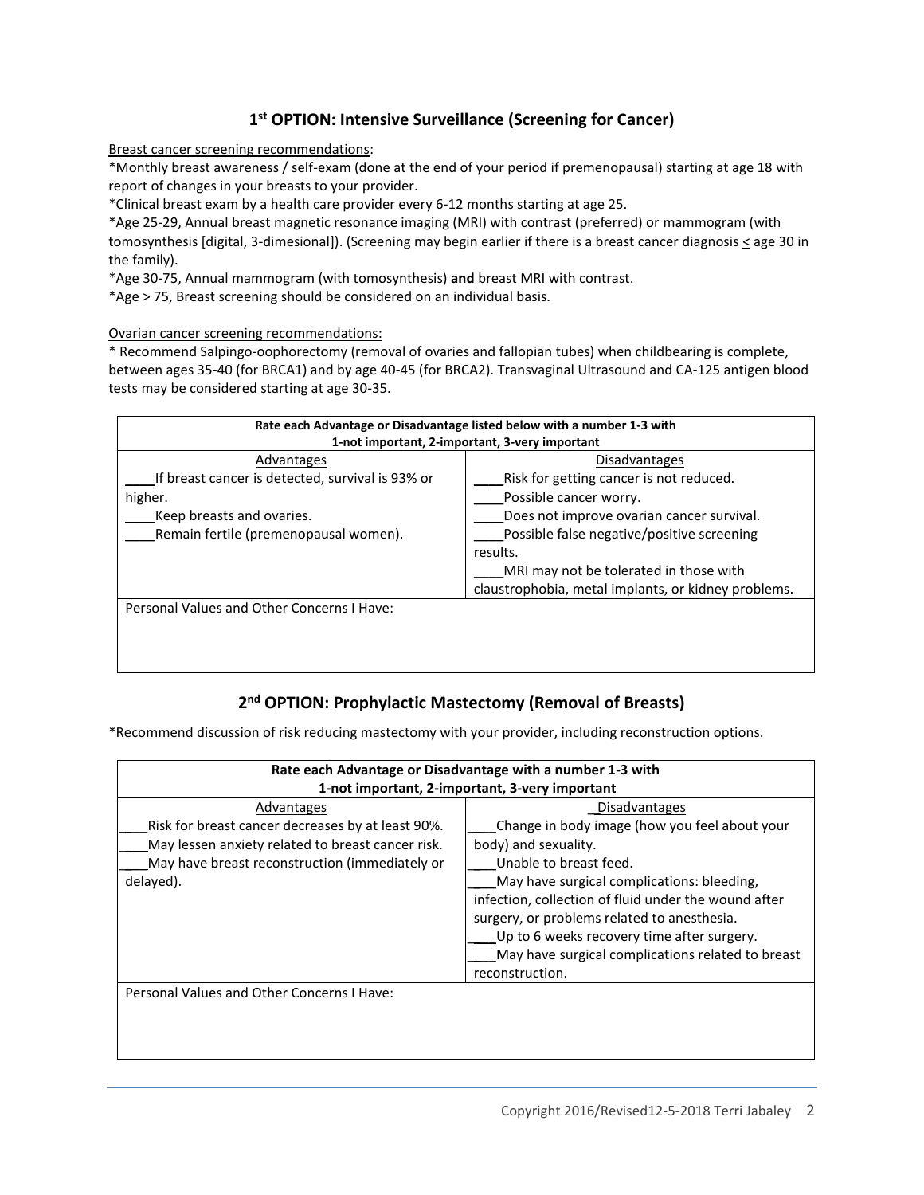## 1st OPTION: Intensive Surveillance (Screening for Cancer)

Breast cancer screening recommendations:

*Monthly breast awareness / self-exam (done at the end of your period if premenopausal) starting at age 18 with report of changes in your breasts to your provider.

*Clinical breast exam by a health care provider every 6-12 months starting at age 25.

*Age 25-29, Annual breast magnetic resonance imaging (MRI) with contrast (preferred) or mammogram (with tomosynthesis [digital, 3-dimesional]). (Screening may begin earlier if there is a breast cancer diagnosis $\leq$ age 30 in the family).

*Age 30-75, Annual mammogram (with tomosynthesis) **and** breast MRI with contrast.

*Age > 75, Breast screening should be considered on an individual basis.

Ovarian cancer screening recommendations:

* Recommend Salpingo-oophorectomy (removal of ovaries and fallopian tubes) when childbearing is complete, between ages 35-40 (for BRCA1) and by age 40-45 (for BRCA2). Transvaginal Ultrasound and CA-125 antigen blood tests may be considered starting at age 30-35.

| **Rate each Advantage or Disadvantage listed below with a number 1-3 with 1-not important, 2-important, 3-very important** | |
|---|---|
| Advantages | Disadvantages |
| ____If breast cancer is detected, survival is 93% or higher. | ____Risk for getting cancer is not reduced. |
| ____Keep breasts and ovaries. | ____Possible cancer worry. |
| ____Remain fertile (premenopausal women). | ____Does not improve ovarian cancer survival. |
| | ____Possible false negative/positive screening results. |
| | ____MRI may not be tolerated in those with claustrophobia, metal implants, or kidney problems. |
| Personal Values and Other Concerns I Have: | |

## 2nd OPTION: Prophylactic Mastectomy (Removal of Breasts)

*Recommend discussion of risk reducing mastectomy with your provider, including reconstruction options.

| **Rate each Advantage or Disadvantage with a number 1-3 with 1-not important, 2-important, 3-very important** | |
|---|---|
| Advantages | Disadvantages |
| ____Risk for breast cancer decreases by at least 90%. | ____Change in body image (how you feel about your body) and sexuality. |
| ____May lessen anxiety related to breast cancer risk. | ____Unable to breast feed. |
| ____May have breast reconstruction (immediately or delayed). | ____May have surgical complications: bleeding, infection, collection of fluid under the wound after surgery, or problems related to anesthesia. |
| | ____Up to 6 weeks recovery time after surgery. |
| | ____May have surgical complications related to breast reconstruction. |
| Personal Values and Other Concerns I Have: | |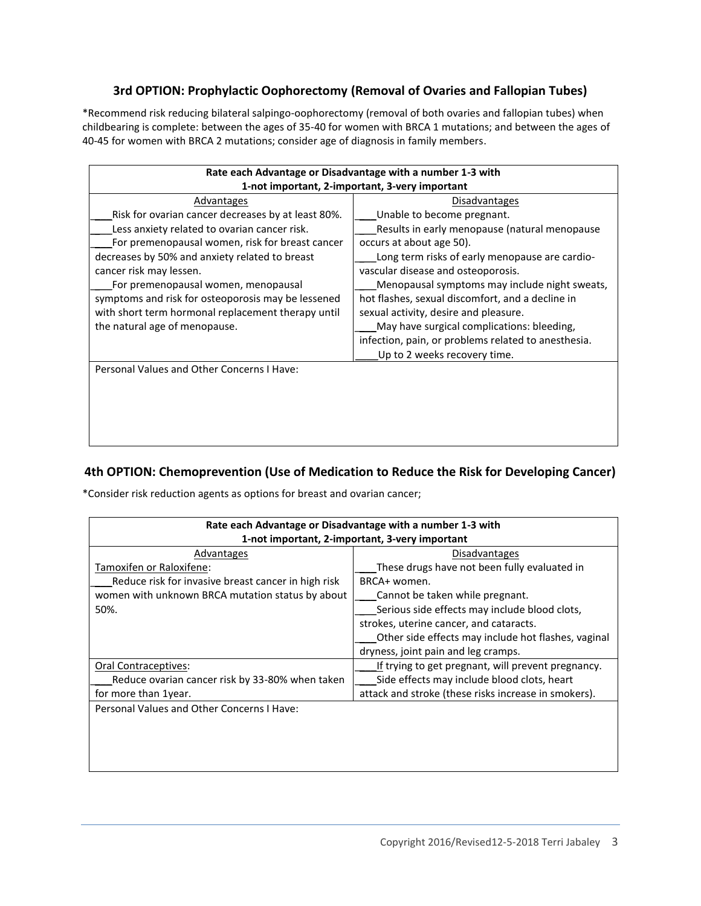### 3rd OPTION: Prophylactic Oophorectomy (Removal of Ovaries and Fallopian Tubes)

*Recommend risk reducing bilateral salpingo-oophorectomy (removal of both ovaries and fallopian tubes) when childbearing is complete: between the ages of 35-40 for women with BRCA 1 mutations; and between the ages of 40-45 for women with BRCA 2 mutations; consider age of diagnosis in family members.

| Rate each Advantage or Disadvantage with a number 1-3 with 1-not important, 2-important, 3-very important | |
|---|---|
| Advantages | Disadvantages |
| ____Risk for ovarian cancer decreases by at least 80%.<br>____Less anxiety related to ovarian cancer risk.<br>____For premenopausal women, risk for breast cancer decreases by 50% and anxiety related to breast cancer risk may lessen.<br>____For premenopausal women, menopausal symptoms and risk for osteoporosis may be lessened with short term hormonal replacement therapy until the natural age of menopause. | ____Unable to become pregnant.<br>____Results in early menopause (natural menopause occurs at about age 50).<br>____Long term risks of early menopause are cardio-vascular disease and osteoporosis.<br>____Menopausal symptoms may include night sweats, hot flashes, sexual discomfort, and a decline in sexual activity, desire and pleasure.<br>____May have surgical complications: bleeding, infection, pain, or problems related to anesthesia.<br>____Up to 2 weeks recovery time. |
| Personal Values and Other Concerns I Have: | |

### 4th OPTION: Chemoprevention (Use of Medication to Reduce the Risk for Developing Cancer)

*Consider risk reduction agents as options for breast and ovarian cancer;

| Rate each Advantage or Disadvantage with a number 1-3 with 1-not important, 2-important, 3-very important | |
|---|---|
| Advantages | Disadvantages |
| Tamoxifen or Raloxifene:<br>____Reduce risk for invasive breast cancer in high risk women with unknown BRCA mutation status by about 50%. | ____These drugs have not been fully evaluated in BRCA+ women.<br>____Cannot be taken while pregnant.<br>____Serious side effects may include blood clots, strokes, uterine cancer, and cataracts.<br>____Other side effects may include hot flashes, vaginal dryness, joint pain and leg cramps. |
| Oral Contraceptives:<br>____Reduce ovarian cancer risk by 33-80% when taken for more than 1year. | ____If trying to get pregnant, will prevent pregnancy.<br>____Side effects may include blood clots, heart attack and stroke (these risks increase in smokers). |
| Personal Values and Other Concerns I Have: | |

Copyright 2016/Revised12-5-2018 Terri Jabaley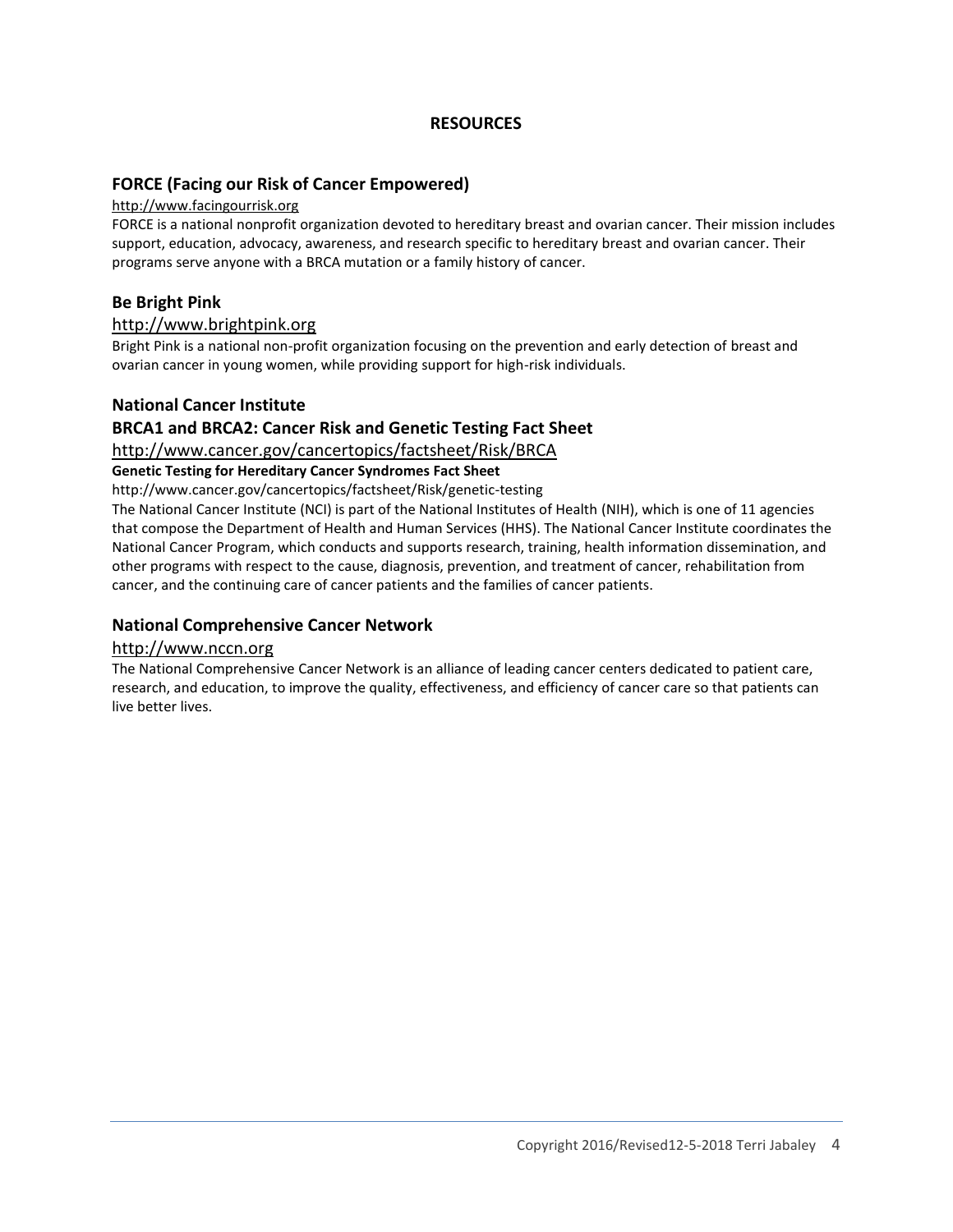## RESOURCES

### FORCE (Facing our Risk of Cancer Empowered)

http://www.facingourrisk.org

FORCE is a national nonprofit organization devoted to hereditary breast and ovarian cancer. Their mission includes support, education, advocacy, awareness, and research specific to hereditary breast and ovarian cancer. Their programs serve anyone with a BRCA mutation or a family history of cancer.

### Be Bright Pink

http://www.brightpink.org

Bright Pink is a national non-profit organization focusing on the prevention and early detection of breast and ovarian cancer in young women, while providing support for high-risk individuals.

### National Cancer Institute

### BRCA1 and BRCA2: Cancer Risk and Genetic Testing Fact Sheet

http://www.cancer.gov/cancertopics/factsheet/Risk/BRCA

**Genetic Testing for Hereditary Cancer Syndromes Fact Sheet**

http://www.cancer.gov/cancertopics/factsheet/Risk/genetic-testing

The National Cancer Institute (NCI) is part of the National Institutes of Health (NIH), which is one of 11 agencies that compose the Department of Health and Human Services (HHS). The National Cancer Institute coordinates the National Cancer Program, which conducts and supports research, training, health information dissemination, and other programs with respect to the cause, diagnosis, prevention, and treatment of cancer, rehabilitation from cancer, and the continuing care of cancer patients and the families of cancer patients.

### National Comprehensive Cancer Network

http://www.nccn.org

The National Comprehensive Cancer Network is an alliance of leading cancer centers dedicated to patient care, research, and education, to improve the quality, effectiveness, and efficiency of cancer care so that patients can live better lives.

Copyright 2016/Revised12-5-2018 Terri Jabaley